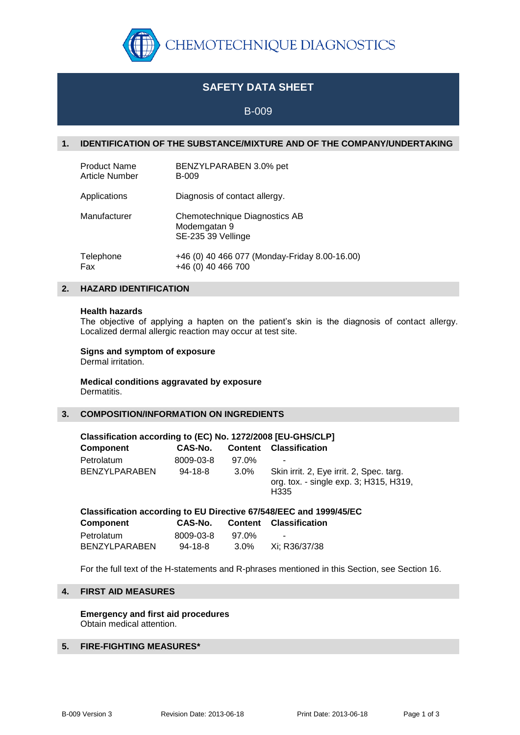CHEMOTECHNIQUE DIAGNOSTICS

# SAFETY DATA SHEET

B-009

## 1. IDENTIFICATION OF THE SUBSTANCE/MIXTURE AND OF THE COMPANY/UNDERTAKING

| | |
|---|---|
| Product Name | BENZYLPARABEN 3.0% pet |
| Article Number | B-009 |
| Applications | Diagnosis of contact allergy. |
| Manufacturer | Chemotechnique Diagnostics AB<br>Modemgatan 9<br>SE-235 39 Vellinge |
| Telephone | +46 (0) 40 466 077 (Monday-Friday 8.00-16.00) |
| Fax | +46 (0) 40 466 700 |

## 2. HAZARD IDENTIFICATION

**Health hazards**
The objective of applying a hapten on the patient's skin is the diagnosis of contact allergy. Localized dermal allergic reaction may occur at test site.

**Signs and symptom of exposure**
Dermal irritation.

**Medical conditions aggravated by exposure**
Dermatitis.

## 3. COMPOSITION/INFORMATION ON INGREDIENTS

**Classification according to (EC) No. 1272/2008 [EU-GHS/CLP]**

| Component | CAS-No. | Content | Classification |
|---|---|---|---|
| Petrolatum | 8009-03-8 | 97.0% | - |
| BENZYLPARABEN | 94-18-8 | 3.0% | Skin irrit. 2, Eye irrit. 2, Spec. targ. org. tox. - single exp. 3; H315, H319, H335 |

**Classification according to EU Directive 67/548/EEC and 1999/45/EC**

| Component | CAS-No. | Content | Classification |
|---|---|---|---|
| Petrolatum | 8009-03-8 | 97.0% | - |
| BENZYLPARABEN | 94-18-8 | 3.0% | Xi; R36/37/38 |

For the full text of the H-statements and R-phrases mentioned in this Section, see Section 16.

## 4. FIRST AID MEASURES

**Emergency and first aid procedures**
Obtain medical attention.

## 5. FIRE-FIGHTING MEASURES*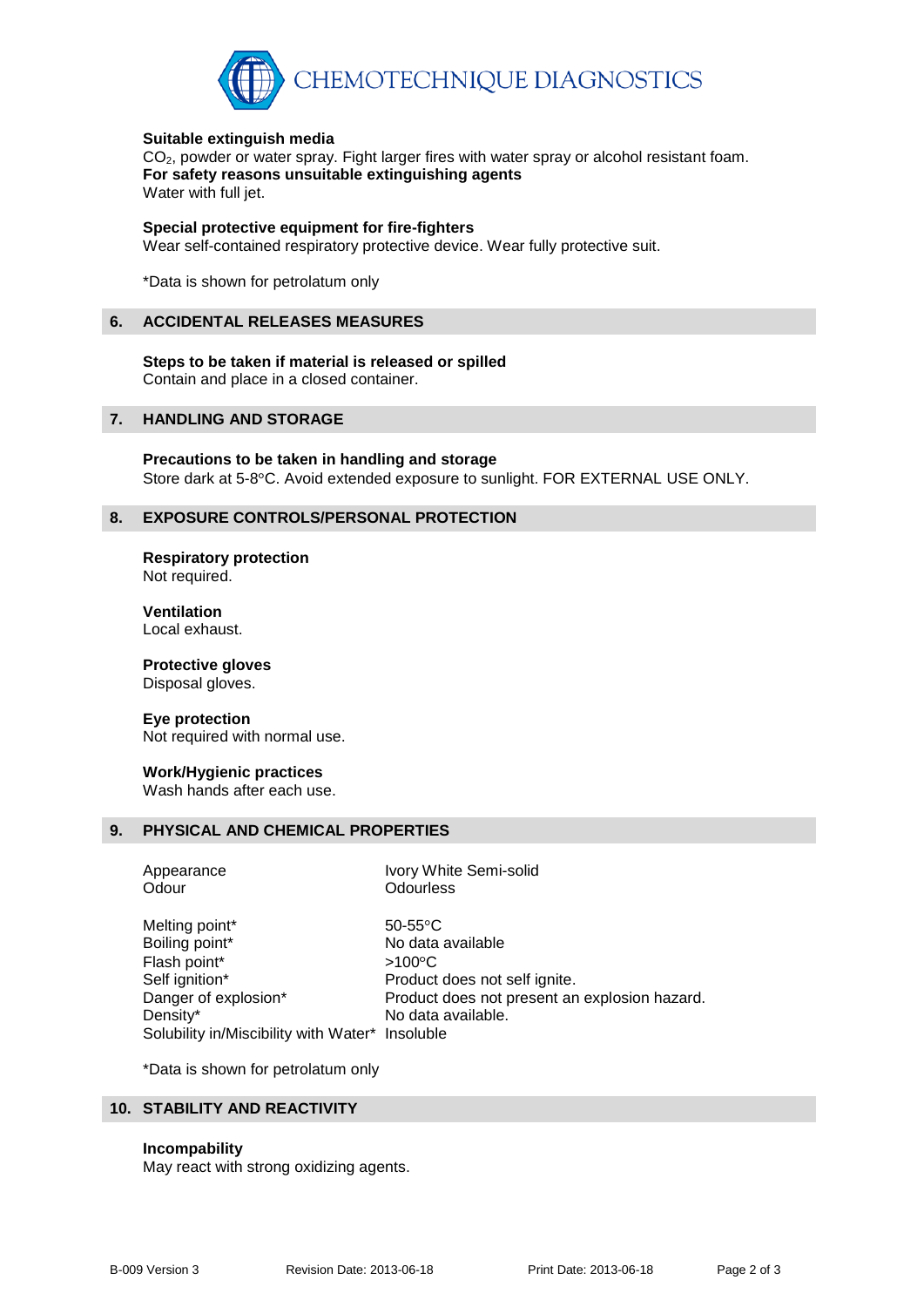**Suitable extinguish media**

$CO_2$, powder or water spray. Fight larger fires with water spray or alcohol resistant foam.

**For safety reasons unsuitable extinguishing agents**

Water with full jet.

**Special protective equipment for fire-fighters**

Wear self-contained respiratory protective device. Wear fully protective suit.

*Data is shown for petrolatum only

## 6. ACCIDENTAL RELEASES MEASURES

**Steps to be taken if material is released or spilled**

Contain and place in a closed container.

## 7. HANDLING AND STORAGE

**Precautions to be taken in handling and storage**

Store dark at 5-8°C. Avoid extended exposure to sunlight. FOR EXTERNAL USE ONLY.

## 8. EXPOSURE CONTROLS/PERSONAL PROTECTION

**Respiratory protection**

Not required.

**Ventilation**

Local exhaust.

**Protective gloves**

Disposal gloves.

**Eye protection**

Not required with normal use.

**Work/Hygienic practices**

Wash hands after each use.

## 9. PHYSICAL AND CHEMICAL PROPERTIES

| | |
|---|---|
| Appearance | Ivory White Semi-solid |
| Odour | Odourless |
| Melting point* | 50-55°C |
| Boiling point* | No data available |
| Flash point* | >100°C |
| Self ignition* | Product does not self ignite. |
| Danger of explosion* | Product does not present an explosion hazard. |
| Density* | No data available. |
| Solubility in/Miscibility with Water* | Insoluble |

*Data is shown for petrolatum only

## 10. STABILITY AND REACTIVITY

**Incompability**

May react with strong oxidizing agents.

B-009 Version 3 Revision Date: 2013-06-18 Print Date: 2013-06-18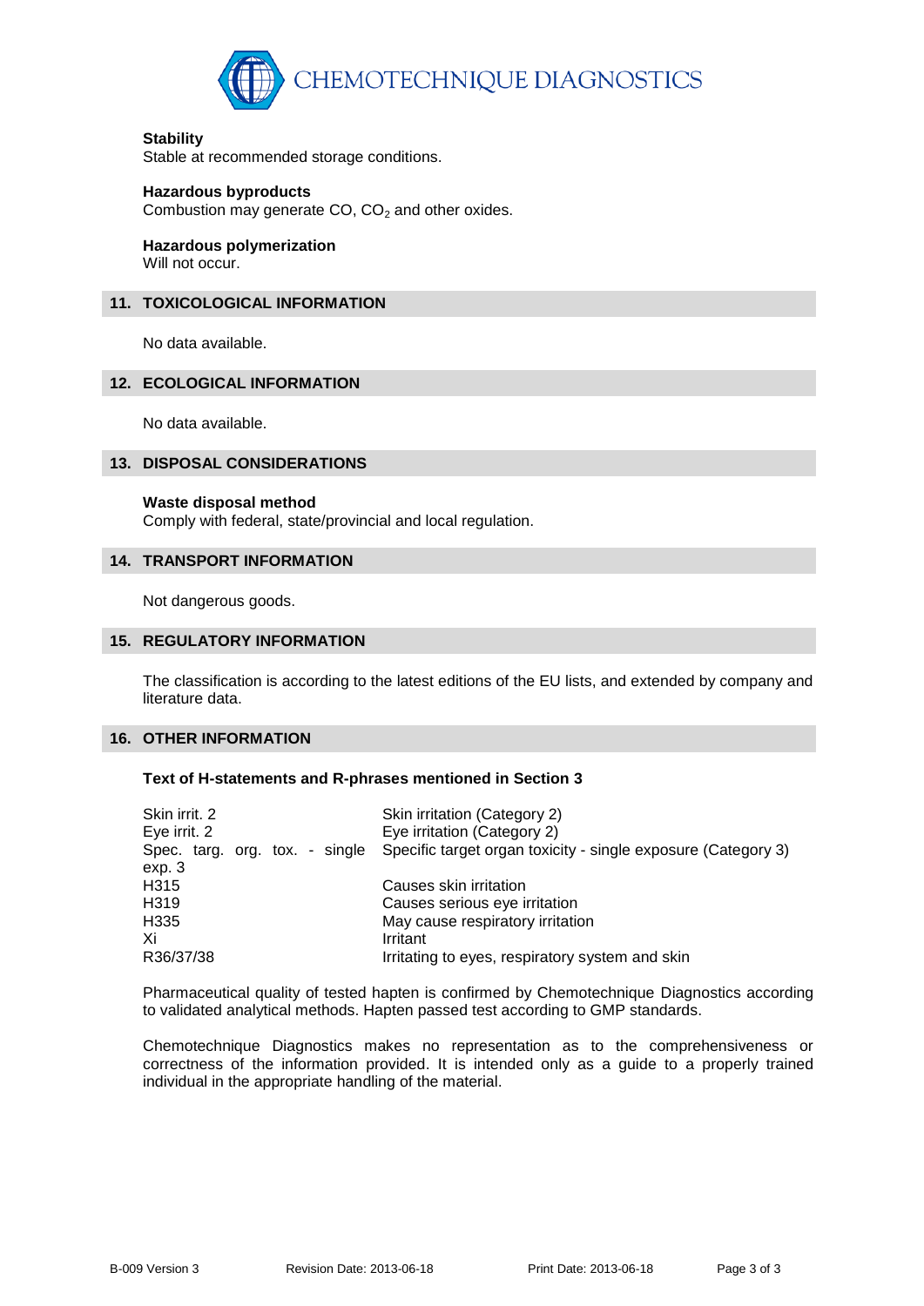**Stability**
Stable at recommended storage conditions.

**Hazardous byproducts**
Combustion may generate CO, $CO_2$ and other oxides.

**Hazardous polymerization**
Will not occur.

## 11. TOXICOLOGICAL INFORMATION

No data available.

## 12. ECOLOGICAL INFORMATION

No data available.

## 13. DISPOSAL CONSIDERATIONS

**Waste disposal method**
Comply with federal, state/provincial and local regulation.

## 14. TRANSPORT INFORMATION

Not dangerous goods.

## 15. REGULATORY INFORMATION

The classification is according to the latest editions of the EU lists, and extended by company and literature data.

## 16. OTHER INFORMATION

**Text of H-statements and R-phrases mentioned in Section 3**

| | |
|---|---|
| Skin irrit. 2 | Skin irritation (Category 2) |
| Eye irrit. 2 | Eye irritation (Category 2) |
| Spec. targ. org. tox. - single exp. 3 | Specific target organ toxicity - single exposure (Category 3) |
| H315 | Causes skin irritation |
| H319 | Causes serious eye irritation |
| H335 | May cause respiratory irritation |
| Xi | Irritant |
| R36/37/38 | Irritating to eyes, respiratory system and skin |

Pharmaceutical quality of tested hapten is confirmed by Chemotechnique Diagnostics according to validated analytical methods. Hapten passed test according to GMP standards.

Chemotechnique Diagnostics makes no representation as to the comprehensiveness or correctness of the information provided. It is intended only as a guide to a properly trained individual in the appropriate handling of the material.